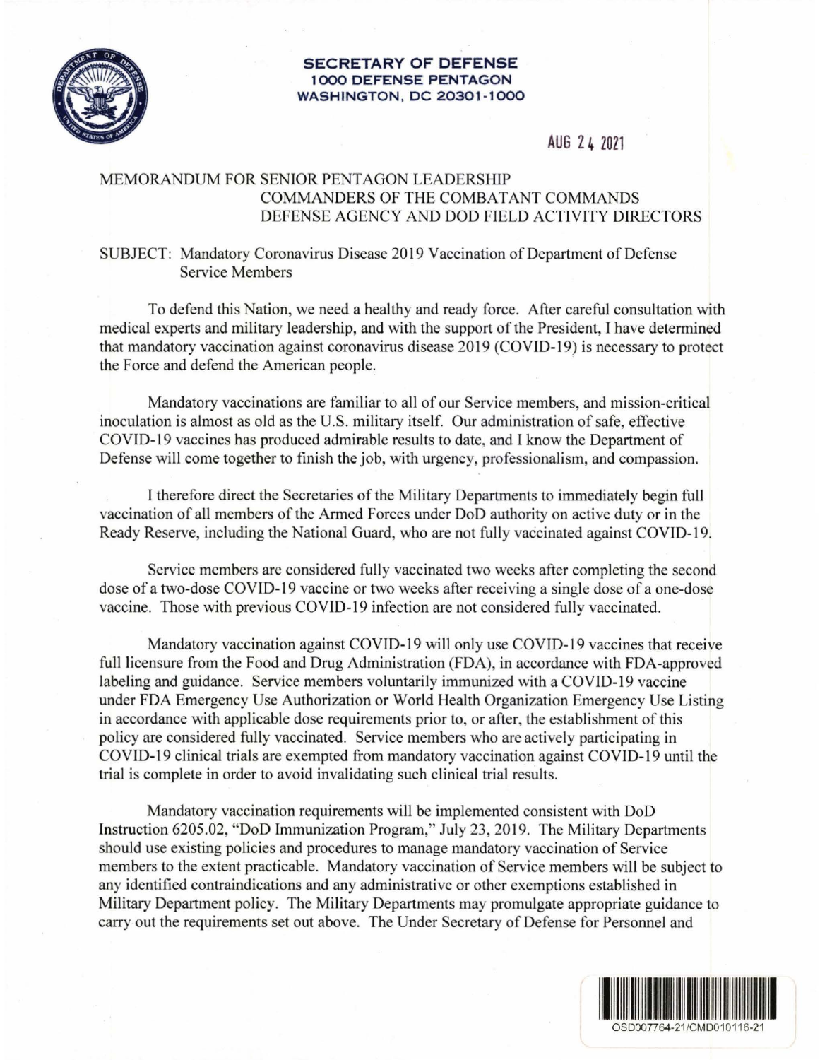**SECRETARY OF DEFENSE**
**1000 DEFENSE PENTAGON**
**WASHINGTON, DC 20301-1000**

AUG 24 2021

MEMORANDUM FOR SENIOR PENTAGON LEADERSHIP
COMMANDERS OF THE COMBATANT COMMANDS
DEFENSE AGENCY AND DOD FIELD ACTIVITY DIRECTORS

SUBJECT: Mandatory Coronavirus Disease 2019 Vaccination of Department of Defense Service Members

To defend this Nation, we need a healthy and ready force. After careful consultation with medical experts and military leadership, and with the support of the President, I have determined that mandatory vaccination against coronavirus disease 2019 (COVID-19) is necessary to protect the Force and defend the American people.

Mandatory vaccinations are familiar to all of our Service members, and mission-critical inoculation is almost as old as the U.S. military itself. Our administration of safe, effective COVID-19 vaccines has produced admirable results to date, and I know the Department of Defense will come together to finish the job, with urgency, professionalism, and compassion.

I therefore direct the Secretaries of the Military Departments to immediately begin full vaccination of all members of the Armed Forces under DoD authority on active duty or in the Ready Reserve, including the National Guard, who are not fully vaccinated against COVID-19.

Service members are considered fully vaccinated two weeks after completing the second dose of a two-dose COVID-19 vaccine or two weeks after receiving a single dose of a one-dose vaccine. Those with previous COVID-19 infection are not considered fully vaccinated.

Mandatory vaccination against COVID-19 will only use COVID-19 vaccines that receive full licensure from the Food and Drug Administration (FDA), in accordance with FDA-approved labeling and guidance. Service members voluntarily immunized with a COVID-19 vaccine under FDA Emergency Use Authorization or World Health Organization Emergency Use Listing in accordance with applicable dose requirements prior to, or after, the establishment of this policy are considered fully vaccinated. Service members who are actively participating in COVID-19 clinical trials are exempted from mandatory vaccination against COVID-19 until the trial is complete in order to avoid invalidating such clinical trial results.

Mandatory vaccination requirements will be implemented consistent with DoD Instruction 6205.02, "DoD Immunization Program," July 23, 2019. The Military Departments should use existing policies and procedures to manage mandatory vaccination of Service members to the extent practicable. Mandatory vaccination of Service members will be subject to any identified contraindications and any administrative or other exemptions established in Military Department policy. The Military Departments may promulgate appropriate guidance to carry out the requirements set out above. The Under Secretary of Defense for Personnel and

OSD007764-21/CMD010116-21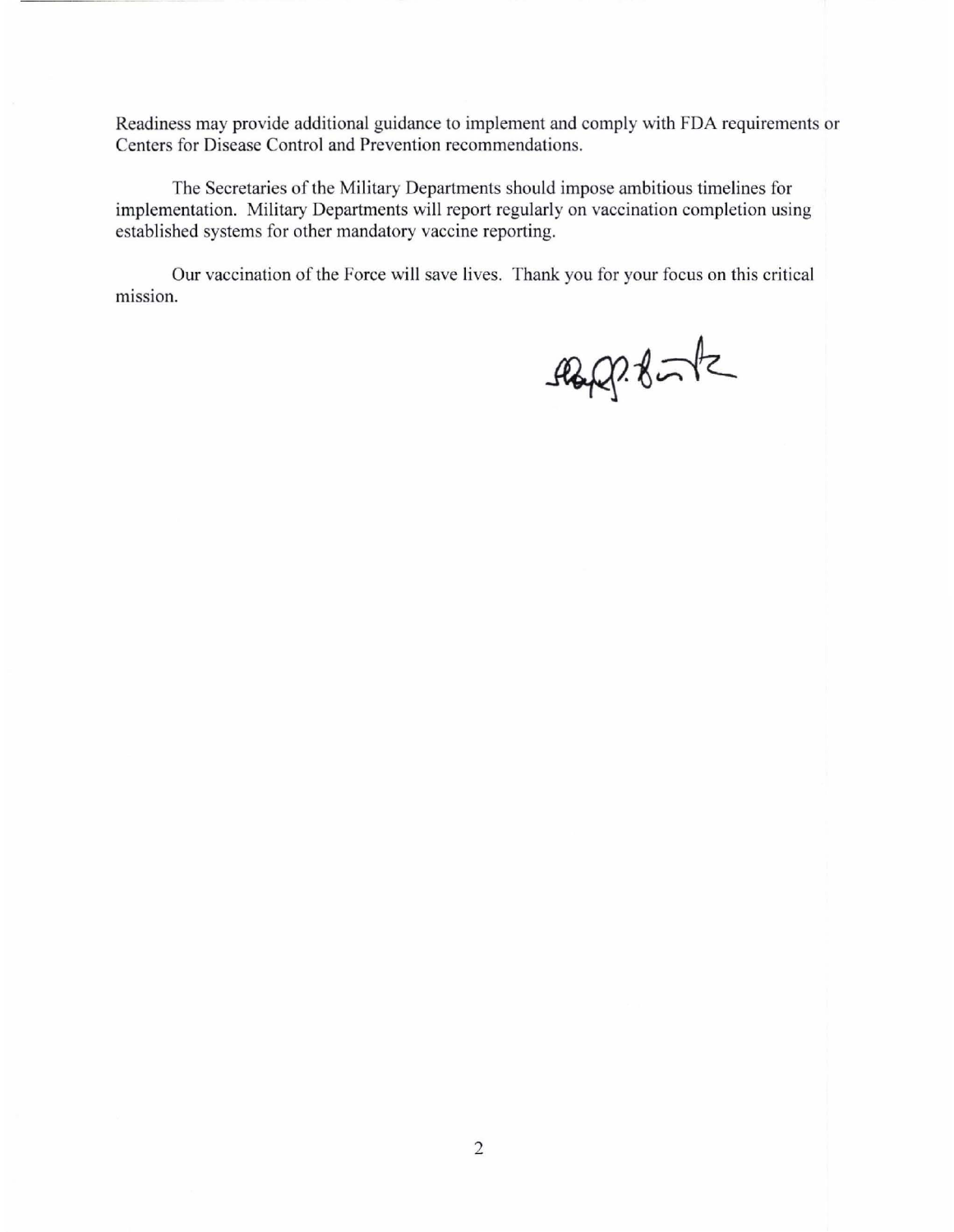Readiness may provide additional guidance to implement and comply with FDA requirements or Centers for Disease Control and Prevention recommendations.

The Secretaries of the Military Departments should impose ambitious timelines for implementation. Military Departments will report regularly on vaccination completion using established systems for other mandatory vaccine reporting.

Our vaccination of the Force will save lives. Thank you for your focus on this critical mission.